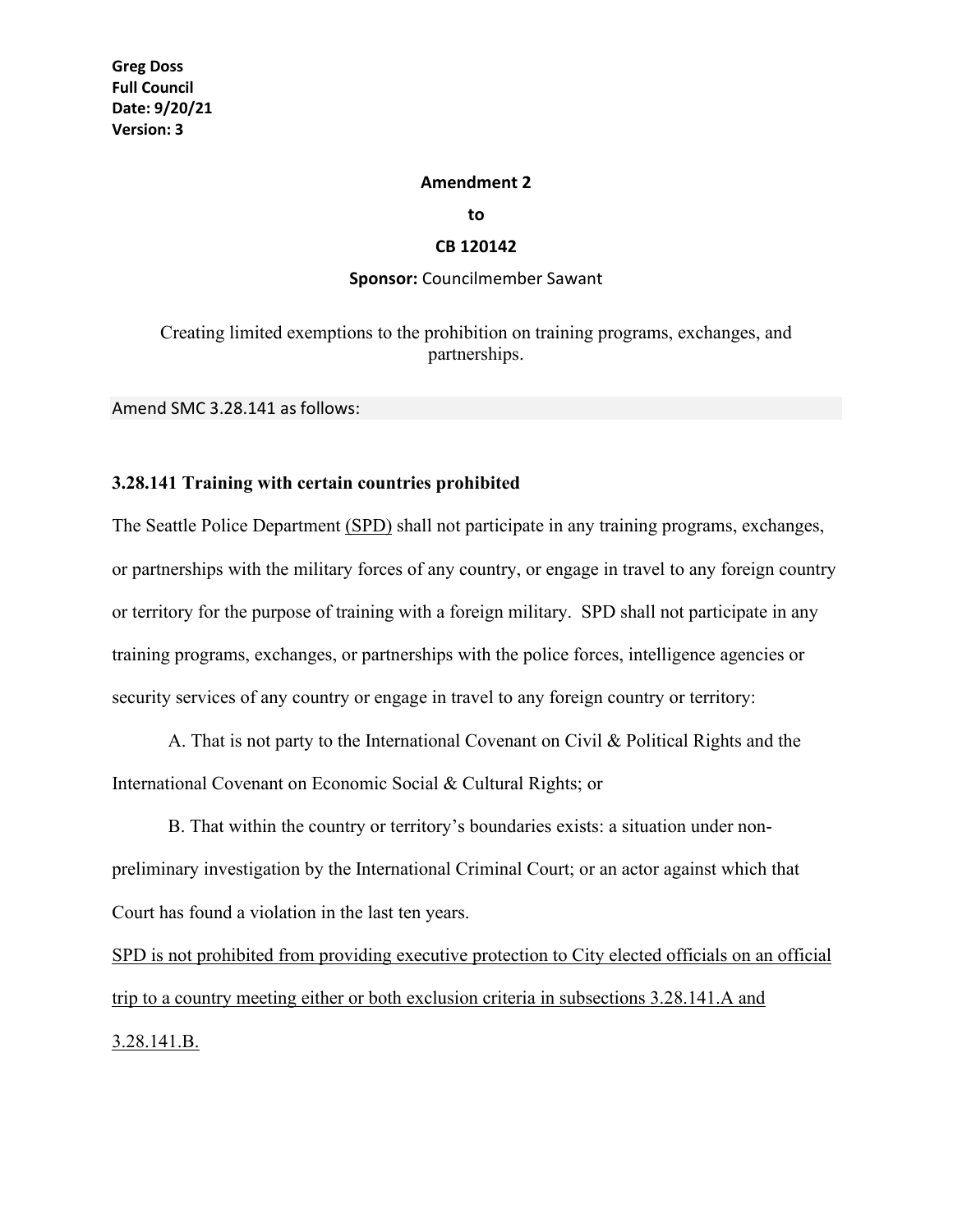**Greg Doss**
**Full Council**
**Date: 9/20/21**
**Version: 3**

**Amendment 2**

**to**

**CB 120142**

**Sponsor:** Councilmember Sawant

Creating limited exemptions to the prohibition on training programs, exchanges, and partnerships.

Amend SMC 3.28.141 as follows:

**3.28.141 Training with certain countries prohibited**

The Seattle Police Department <u>(SPD)</u> shall not participate in any training programs, exchanges, or partnerships with the military forces of any country, or engage in travel to any foreign country or territory for the purpose of training with a foreign military. SPD shall not participate in any training programs, exchanges, or partnerships with the police forces, intelligence agencies or security services of any country or engage in travel to any foreign country or territory:

A. That is not party to the International Covenant on Civil & Political Rights and the International Covenant on Economic Social & Cultural Rights; or

B. That within the country or territory's boundaries exists: a situation under non-preliminary investigation by the International Criminal Court; or an actor against which that Court has found a violation in the last ten years.

<u>SPD is not prohibited from providing executive protection to City elected officials on an official trip to a country meeting either or both exclusion criteria in subsections 3.28.141.A and 3.28.141.B.</u>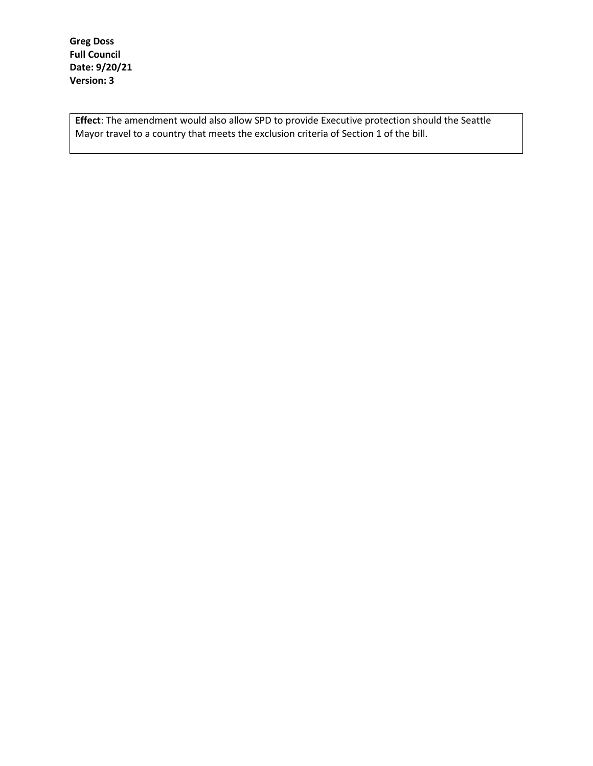**Effect**: The amendment would also allow SPD to provide Executive protection should the Seattle Mayor travel to a country that meets the exclusion criteria of Section 1 of the bill.